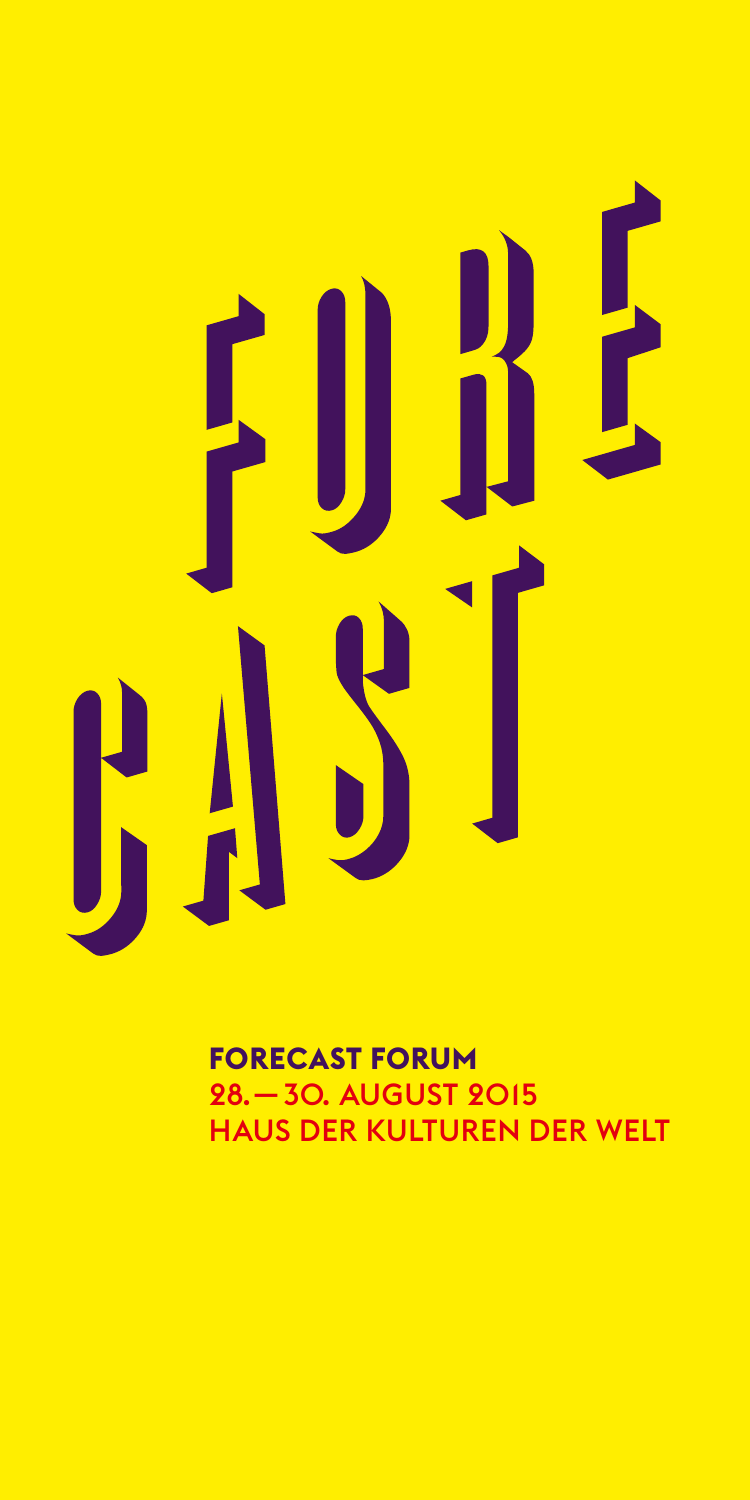# FORE CAST

**FORECAST FORUM**
28. — 30. AUGUST 2015
HAUS DER KULTUREN DER WELT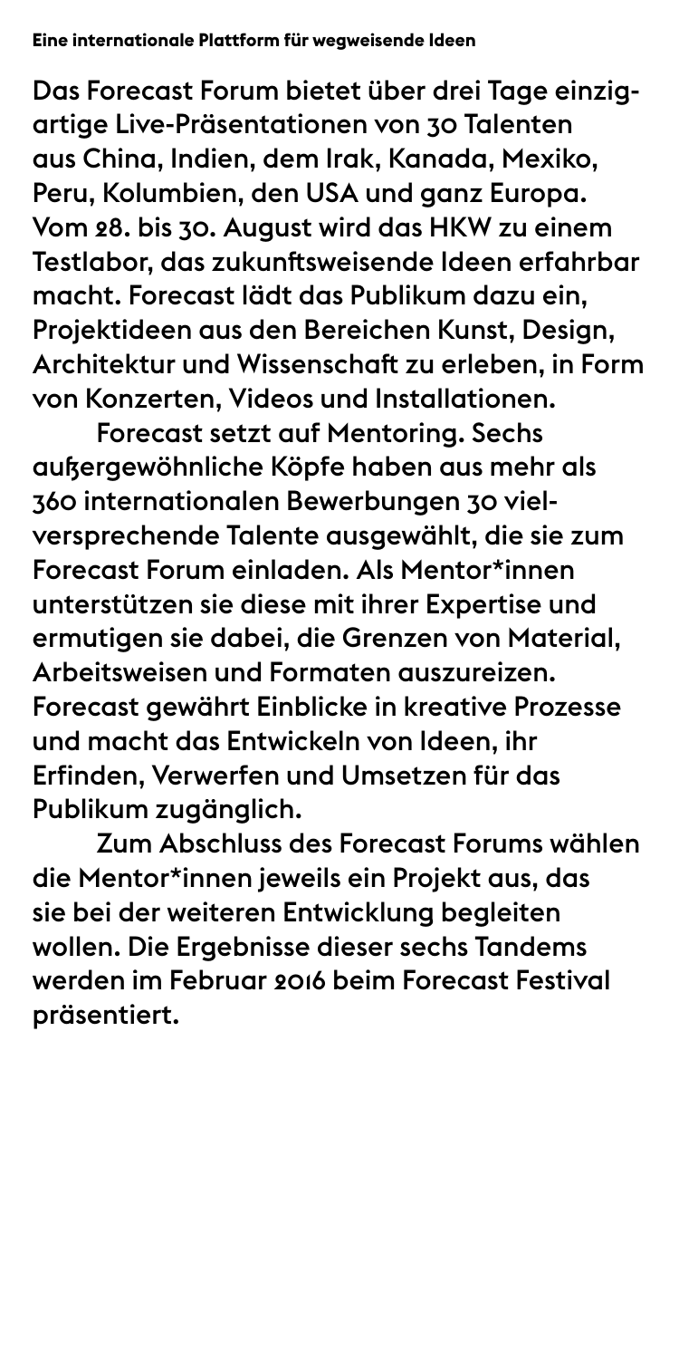**Eine internationale Plattform für wegweisende Ideen**

Das Forecast Forum bietet über drei Tage einzigartige Live-Präsentationen von 30 Talenten aus China, Indien, dem Irak, Kanada, Mexiko, Peru, Kolumbien, den USA und ganz Europa. Vom 28. bis 30. August wird das HKW zu einem Testlabor, das zukunftsweisende Ideen erfahrbar macht. Forecast lädt das Publikum dazu ein, Projektideen aus den Bereichen Kunst, Design, Architektur und Wissenschaft zu erleben, in Form von Konzerten, Videos und Installationen.

Forecast setzt auf Mentoring. Sechs außergewöhnliche Köpfe haben aus mehr als 360 internationalen Bewerbungen 30 vielversprechende Talente ausgewählt, die sie zum Forecast Forum einladen. Als Mentor*innen unterstützen sie diese mit ihrer Expertise und ermutigen sie dabei, die Grenzen von Material, Arbeitsweisen und Formaten auszureizen. Forecast gewährt Einblicke in kreative Prozesse und macht das Entwickeln von Ideen, ihr Erfinden, Verwerfen und Umsetzen für das Publikum zugänglich.

Zum Abschluss des Forecast Forums wählen die Mentor*innen jeweils ein Projekt aus, das sie bei der weiteren Entwicklung begleiten wollen. Die Ergebnisse dieser sechs Tandems werden im Februar 2016 beim Forecast Festival präsentiert.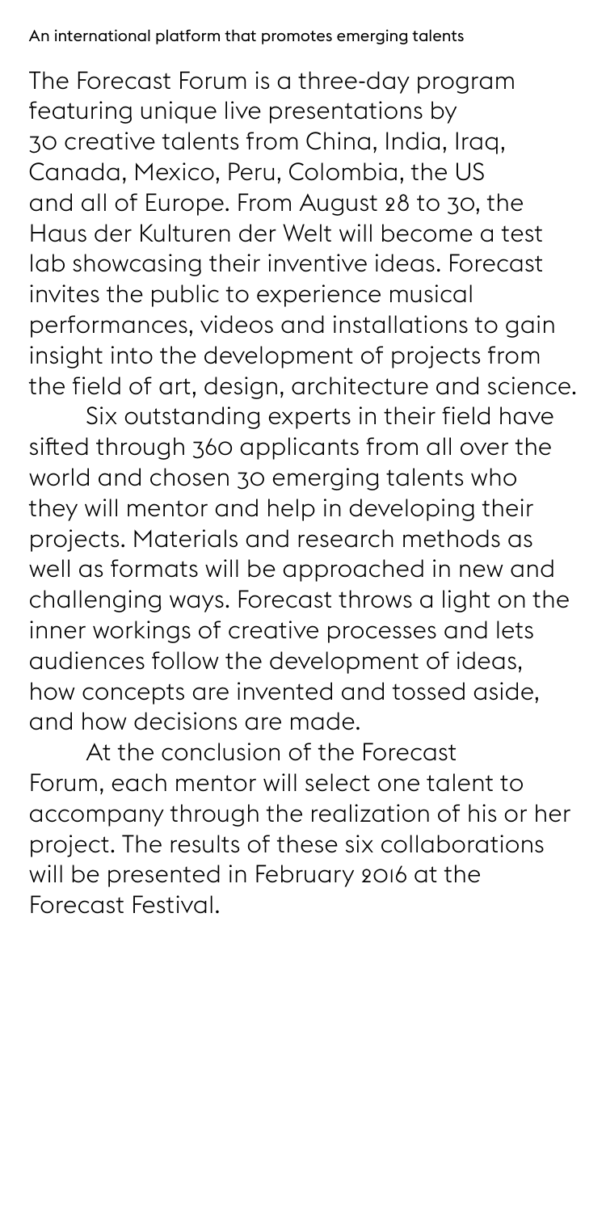An international platform that promotes emerging talents

The Forecast Forum is a three-day program featuring unique live presentations by 30 creative talents from China, India, Iraq, Canada, Mexico, Peru, Colombia, the US and all of Europe. From August 28 to 30, the Haus der Kulturen der Welt will become a test lab showcasing their inventive ideas. Forecast invites the public to experience musical performances, videos and installations to gain insight into the development of projects from the field of art, design, architecture and science.

Six outstanding experts in their field have sifted through 360 applicants from all over the world and chosen 30 emerging talents who they will mentor and help in developing their projects. Materials and research methods as well as formats will be approached in new and challenging ways. Forecast throws a light on the inner workings of creative processes and lets audiences follow the development of ideas, how concepts are invented and tossed aside, and how decisions are made.

At the conclusion of the Forecast Forum, each mentor will select one talent to accompany through the realization of his or her project. The results of these six collaborations will be presented in February 2016 at the Forecast Festival.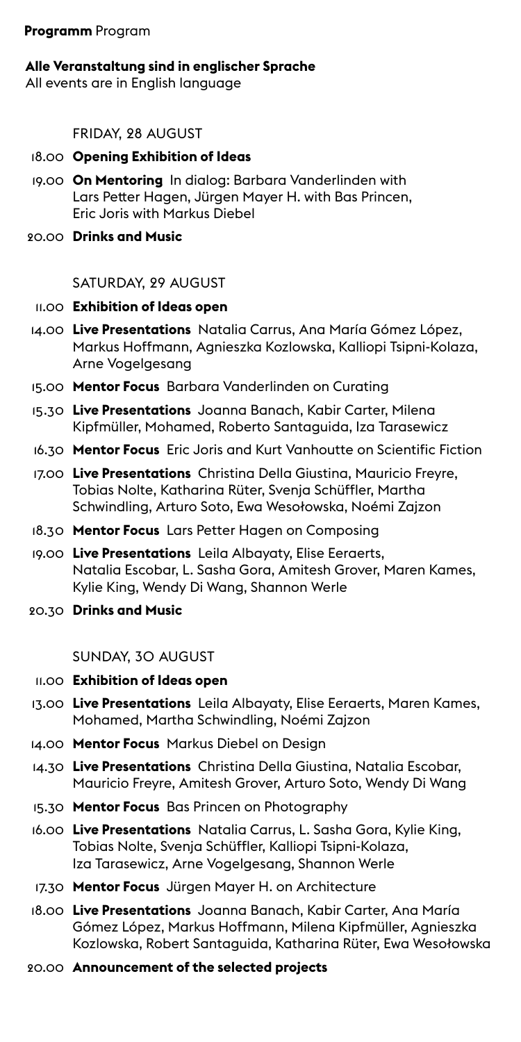**Programm** Program

**Alle Veranstaltung sind in englischer Sprache**
All events are in English language

FRIDAY, 28 AUGUST

18.00 **Opening Exhibition of Ideas**

19.00 **On Mentoring** In dialog: Barbara Vanderlinden with Lars Petter Hagen, Jürgen Mayer H. with Bas Princen, Eric Joris with Markus Diebel

20.00 **Drinks and Music**

SATURDAY, 29 AUGUST

11.00 **Exhibition of Ideas open**

14.00 **Live Presentations** Natalia Carrus, Ana María Gómez López, Markus Hoffmann, Agnieszka Kozlowska, Kalliopi Tsipni-Kolaza, Arne Vogelgesang

15.00 **Mentor Focus** Barbara Vanderlinden on Curating

15.30 **Live Presentations** Joanna Banach, Kabir Carter, Milena Kipfmüller, Mohamed, Roberto Santaguida, Iza Tarasewicz

16.30 **Mentor Focus** Eric Joris and Kurt Vanhoutte on Scientific Fiction

17.00 **Live Presentations** Christina Della Giustina, Mauricio Freyre, Tobias Nolte, Katharina Rüter, Svenja Schüffler, Martha Schwindling, Arturo Soto, Ewa Wesołowska, Noémi Zajzon

18.30 **Mentor Focus** Lars Petter Hagen on Composing

19.00 **Live Presentations** Leila Albayaty, Elise Eeraerts, Natalia Escobar, L. Sasha Gora, Amitesh Grover, Maren Kames, Kylie King, Wendy Di Wang, Shannon Werle

20.30 **Drinks and Music**

SUNDAY, 30 AUGUST

11.00 **Exhibition of Ideas open**

13.00 **Live Presentations** Leila Albayaty, Elise Eeraerts, Maren Kames, Mohamed, Martha Schwindling, Noémi Zajzon

14.00 **Mentor Focus** Markus Diebel on Design

14.30 **Live Presentations** Christina Della Giustina, Natalia Escobar, Mauricio Freyre, Amitesh Grover, Arturo Soto, Wendy Di Wang

15.30 **Mentor Focus** Bas Princen on Photography

16.00 **Live Presentations** Natalia Carrus, L. Sasha Gora, Kylie King, Tobias Nolte, Svenja Schüffler, Kalliopi Tsipni-Kolaza, Iza Tarasewicz, Arne Vogelgesang, Shannon Werle

17.30 **Mentor Focus** Jürgen Mayer H. on Architecture

18.00 **Live Presentations** Joanna Banach, Kabir Carter, Ana María Gómez López, Markus Hoffmann, Milena Kipfmüller, Agnieszka Kozlowska, Robert Santaguida, Katharina Rüter, Ewa Wesołowska

20.00 **Announcement of the selected projects**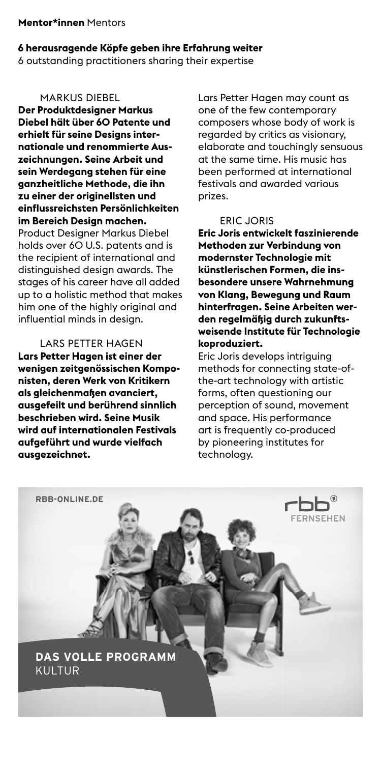**Mentor*innen** Mentors

**6 herausragende Köpfe geben ihre Erfahrung weiter**
6 outstanding practitioners sharing their expertise

MARKUS DIEBEL

**Der Produktdesigner Markus Diebel hält über 60 Patente und erhielt für seine Designs internationale und renommierte Auszeichnungen. Seine Arbeit und sein Werdegang stehen für eine ganzheitliche Methode, die ihn zu einer der originellsten und einflussreichsten Persönlichkeiten im Bereich Design machen.**
Product Designer Markus Diebel holds over 60 U.S. patents and is the recipient of international and distinguished design awards. The stages of his career have all added up to a holistic method that makes him one of the highly original and influential minds in design.

LARS PETTER HAGEN

**Lars Petter Hagen ist einer der wenigen zeitgenössischen Komponisten, deren Werk von Kritikern als gleichenmaßen avanciert, ausgefeilt und berührend sinnlich beschrieben wird. Seine Musik wird auf internationalen Festivals aufgeführt und wurde vielfach ausgezeichnet.**
Lars Petter Hagen may count as one of the few contemporary composers whose body of work is regarded by critics as visionary, elaborate and touchingly sensuous at the same time. His music has been performed at international festivals and awarded various prizes.

ERIC JORIS

**Eric Joris entwickelt faszinierende Methoden zur Verbindung von modernster Technologie mit künstlerischen Formen, die insbesondere unsere Wahrnehmung von Klang, Bewegung und Raum hinterfragen. Seine Arbeiten werden regelmäßig durch zukunftsweisende Institute für Technologie koproduziert.**
Eric Joris develops intriguing methods for connecting state-of-the-art technology with artistic forms, often questioning our perception of sound, movement and space. His performance art is frequently co-produced by pioneering institutes for technology.

RBB-ONLINE.DE

rbb® FERNSEHEN

**DAS VOLLE PROGRAMM**
KULTUR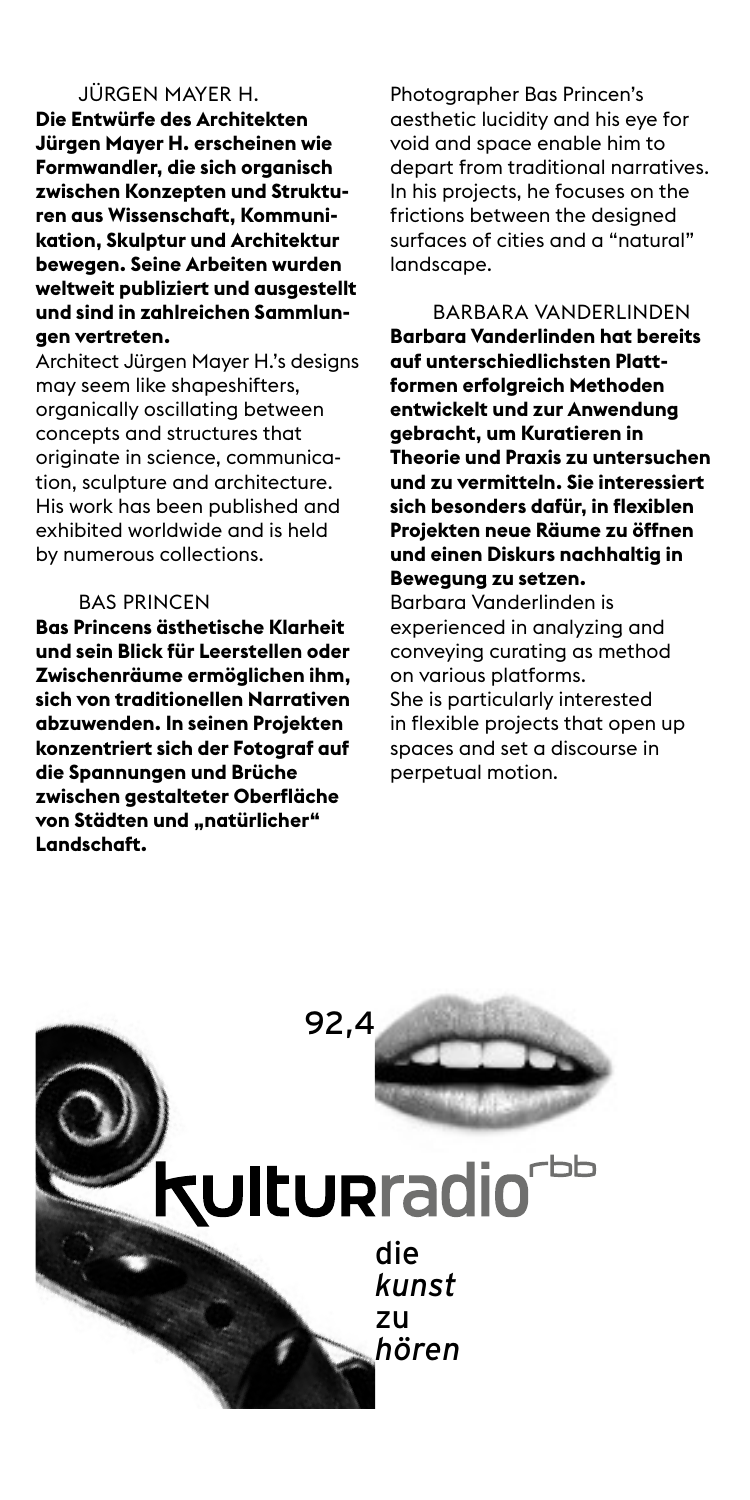## JÜRGEN MAYER H.

**Die Entwürfe des Architekten Jürgen Mayer H. erscheinen wie Formwandler, die sich organisch zwischen Konzepten und Strukturen aus Wissenschaft, Kommunikation, Skulptur und Architektur bewegen. Seine Arbeiten wurden weltweit publiziert und ausgestellt und sind in zahlreichen Sammlungen vertreten.**

Architect Jürgen Mayer H.'s designs may seem like shapeshifters, organically oscillating between concepts and structures that originate in science, communication, sculpture and architecture. His work has been published and exhibited worldwide and is held by numerous collections.

## BAS PRINCEN

**Bas Princens ästhetische Klarheit und sein Blick für Leerstellen oder Zwischenräume ermöglichen ihm, sich von traditionellen Narrativen abzuwenden. In seinen Projekten konzentriert sich der Fotograf auf die Spannungen und Brüche zwischen gestalteter Oberfläche von Städten und „natürlicher" Landschaft.**

Photographer Bas Princen's aesthetic lucidity and his eye for void and space enable him to depart from traditional narratives. In his projects, he focuses on the frictions between the designed surfaces of cities and a "natural" landscape.

## BARBARA VANDERLINDEN

**Barbara Vanderlinden hat bereits auf unterschiedlichsten Plattformen erfolgreich Methoden entwickelt und zur Anwendung gebracht, um Kuratieren in Theorie und Praxis zu untersuchen und zu vermitteln. Sie interessiert sich besonders dafür, in flexiblen Projekten neue Räume zu öffnen und einen Diskurs nachhaltig in Bewegung zu setzen.**

Barbara Vanderlinden is experienced in analyzing and conveying curating as method on various platforms. She is particularly interested in flexible projects that open up spaces and set a discourse in perpetual motion.

92,4

kulturradio rbb

die *kunst* zu *hören*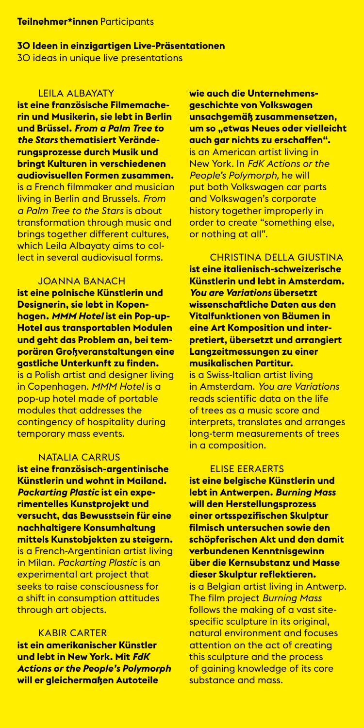**Teilnehmer\*innen** Participants

**30 Ideen in einzigartigen Live-Präsentationen**
30 ideas in unique live presentations

LEILA ALBAYATY

**ist eine französische Filmemacherin und Musikerin, sie lebt in Berlin und Brüssel. *From a Palm Tree to the Stars* thematisiert Veränderungsprozesse durch Musik und bringt Kulturen in verschiedenen audiovisuellen Formen zusammen.**
is a French filmmaker and musician living in Berlin and Brussels. *From a Palm Tree to the Stars* is about transformation through music and brings together different cultures, which Leila Albayaty aims to collect in several audiovisual forms.

JOANNA BANACH

**ist eine polnische Künstlerin und Designerin, sie lebt in Kopenhagen. *MMM Hotel* ist ein Pop-up-Hotel aus transportablen Modulen und geht das Problem an, bei temporären Großveranstaltungen eine gastliche Unterkunft zu finden.**
is a Polish artist and designer living in Copenhagen. *MMM Hotel* is a pop-up hotel made of portable modules that addresses the contingency of hospitality during temporary mass events.

NATALIA CARRUS

**ist eine französisch-argentinische Künstlerin und wohnt in Mailand. *Packarting Plastic* ist ein experimentelles Kunstprojekt und versucht, das Bewusstsein für eine nachhaltigere Konsumhaltung mittels Kunstobjekten zu steigern.**
is a French-Argentinian artist living in Milan. *Packarting Plastic* is an experimental art project that seeks to raise consciousness for a shift in consumption attitudes through art objects.

KABIR CARTER

**ist ein amerikanischer Künstler und lebt in New York. Mit *FdK Actions or the People's Polymorph* will er gleichermaßen Autoteile wie auch die Unternehmensgeschichte von Volkswagen unsachgemäß zusammensetzen, um so „etwas Neues oder vielleicht auch gar nichts zu erschaffen".**
is an American artist living in New York. In *FdK Actions or the People's Polymorph,* he will put both Volkswagen car parts and Volkswagen's corporate history together improperly in order to create "something else, or nothing at all".

CHRISTINA DELLA GIUSTINA

**ist eine italienisch-schweizerische Künstlerin und lebt in Amsterdam. *You are Variations* übersetzt wissenschaftliche Daten aus den Vitalfunktionen von Bäumen in eine Art Komposition und interpretiert, übersetzt und arrangiert Langzeitmessungen zu einer musikalischen Partitur.**
is a Swiss-Italian artist living in Amsterdam. *You are Variations* reads scientific data on the life of trees as a music score and interprets, translates and arranges long-term measurements of trees in a composition.

ELISE EERAERTS

**ist eine belgische Künstlerin und lebt in Antwerpen. *Burning Mass* will den Herstellungsprozess einer ortsspezifischen Skulptur filmisch untersuchen sowie den schöpferischen Akt und den damit verbundenen Kenntnisgewinn über die Kernsubstanz und Masse dieser Skulptur reflektieren.**
is a Belgian artist living in Antwerp. The film project *Burning Mass* follows the making of a vast site-specific sculpture in its original, natural environment and focuses attention on the act of creating this sculpture and the process of gaining knowledge of its core substance and mass.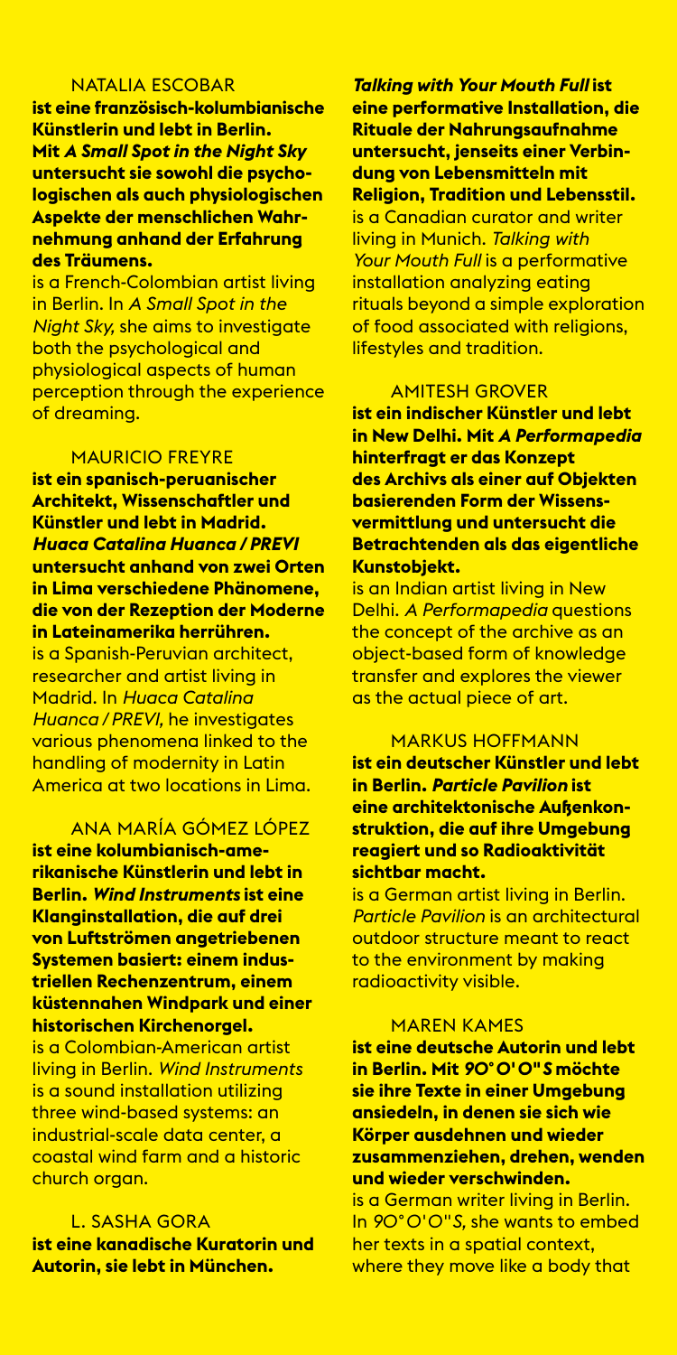NATALIA ESCOBAR

**ist eine französisch-kolumbianische Künstlerin und lebt in Berlin. Mit *A Small Spot in the Night Sky* untersucht sie sowohl die psychologischen als auch physiologischen Aspekte der menschlichen Wahrnehmung anhand der Erfahrung des Träumens.**

is a French-Colombian artist living in Berlin. In *A Small Spot in the Night Sky*, she aims to investigate both the psychological and physiological aspects of human perception through the experience of dreaming.

MAURICIO FREYRE

**ist ein spanisch-peruanischer Architekt, Wissenschaftler und Künstler und lebt in Madrid. *Huaca Catalina Huanca / PREVI* untersucht anhand von zwei Orten in Lima verschiedene Phänomene, die von der Rezeption der Moderne in Lateinamerika herrühren.**

is a Spanish-Peruvian architect, researcher and artist living in Madrid. In *Huaca Catalina Huanca / PREVI*, he investigates various phenomena linked to the handling of modernity in Latin America at two locations in Lima.

ANA MARÍA GÓMEZ LÓPEZ

**ist eine kolumbianisch-amerikanische Künstlerin und lebt in Berlin. *Wind Instruments* ist eine Klanginstallation, die auf drei von Luftströmen angetriebenen Systemen basiert: einem industriellen Rechenzentrum, einem küstennahen Windpark und einer historischen Kirchenorgel.**

is a Colombian-American artist living in Berlin. *Wind Instruments* is a sound installation utilizing three wind-based systems: an industrial-scale data center, a coastal wind farm and a historic church organ.

L. SASHA GORA

**ist eine kanadische Kuratorin und Autorin, sie lebt in München. *Talking with Your Mouth Full* ist eine performative Installation, die Rituale der Nahrungsaufnahme untersucht, jenseits einer Verbindung von Lebensmitteln mit Religion, Tradition und Lebensstil.**

is a Canadian curator and writer living in Munich. *Talking with Your Mouth Full* is a performative installation analyzing eating rituals beyond a simple exploration of food associated with religions, lifestyles and tradition.

AMITESH GROVER

**ist ein indischer Künstler und lebt in New Delhi. Mit *A Performapedia* hinterfragt er das Konzept des Archivs als einer auf Objekten basierenden Form der Wissensvermittlung und untersucht die Betrachtenden als das eigentliche Kunstobjekt.**

is an Indian artist living in New Delhi. *A Performapedia* questions the concept of the archive as an object-based form of knowledge transfer and explores the viewer as the actual piece of art.

MARKUS HOFFMANN

**ist ein deutscher Künstler und lebt in Berlin. *Particle Pavilion* ist eine architektonische Außenkonstruktion, die auf ihre Umgebung reagiert und so Radioaktivität sichtbar macht.**

is a German artist living in Berlin. *Particle Pavilion* is an architectural outdoor structure meant to react to the environment by making radioactivity visible.

MAREN KAMES

**ist eine deutsche Autorin und lebt in Berlin. Mit *90°0'0"S* möchte sie ihre Texte in einer Umgebung ansiedeln, in denen sie sich wie Körper ausdehnen und wieder zusammenziehen, drehen, wenden und wieder verschwinden.**

is a German writer living in Berlin. In *90°0'0"S*, she wants to embed her texts in a spatial context, where they move like a body that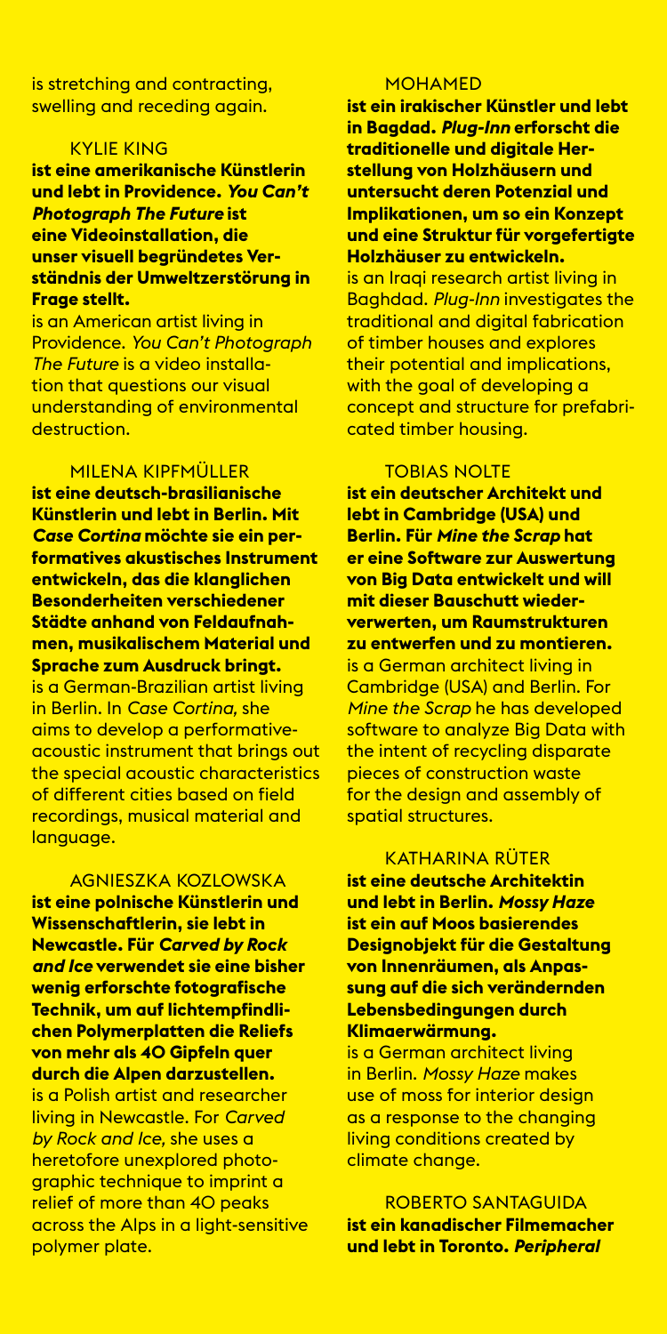is stretching and contracting, swelling and receding again.

KYLIE KING

**ist eine amerikanische Künstlerin und lebt in Providence. *You Can't Photograph The Future* ist eine Videoinstallation, die unser visuell begründetes Verständnis der Umweltzerstörung in Frage stellt.**

is an American artist living in Providence. *You Can't Photograph The Future* is a video installation that questions our visual understanding of environmental destruction.

MILENA KIPFMÜLLER

**ist eine deutsch-brasilianische Künstlerin und lebt in Berlin. Mit *Case Cortina* möchte sie ein performatives akustisches Instrument entwickeln, das die klanglichen Besonderheiten verschiedener Städte anhand von Feldaufnahmen, musikalischem Material und Sprache zum Ausdruck bringt.**

is a German-Brazilian artist living in Berlin. In *Case Cortina,* she aims to develop a performative-acoustic instrument that brings out the special acoustic characteristics of different cities based on field recordings, musical material and language.

AGNIESZKA KOZLOWSKA

**ist eine polnische Künstlerin und Wissenschaftlerin, sie lebt in Newcastle. Für *Carved by Rock and Ice* verwendet sie eine bisher wenig erforschte fotografische Technik, um auf lichtempfindlichen Polymerplatten die Reliefs von mehr als 40 Gipfeln quer durch die Alpen darzustellen.**

is a Polish artist and researcher living in Newcastle. For *Carved by Rock and Ice,* she uses a heretofore unexplored photographic technique to imprint a relief of more than 40 peaks across the Alps in a light-sensitive polymer plate.

MOHAMED

**ist ein irakischer Künstler und lebt in Bagdad. *Plug-Inn* erforscht die traditionelle und digitale Herstellung von Holzhäusern und untersucht deren Potenzial und Implikationen, um so ein Konzept und eine Struktur für vorgefertigte Holzhäuser zu entwickeln.**

is an Iraqi research artist living in Baghdad. *Plug-Inn* investigates the traditional and digital fabrication of timber houses and explores their potential and implications, with the goal of developing a concept and structure for prefabricated timber housing.

TOBIAS NOLTE

**ist ein deutscher Architekt und lebt in Cambridge (USA) und Berlin. Für *Mine the Scrap* hat er eine Software zur Auswertung von Big Data entwickelt und will mit dieser Bauschutt wiederverwerten, um Raumstrukturen zu entwerfen und zu montieren.**

is a German architect living in Cambridge (USA) and Berlin. For *Mine the Scrap* he has developed software to analyze Big Data with the intent of recycling disparate pieces of construction waste for the design and assembly of spatial structures.

KATHARINA RÜTER

**ist eine deutsche Architektin und lebt in Berlin. *Mossy Haze* ist ein auf Moos basierendes Designobjekt für die Gestaltung von Innenräumen, als Anpassung auf die sich verändernden Lebensbedingungen durch Klimaerwärmung.**

is a German architect living in Berlin. *Mossy Haze* makes use of moss for interior design as a response to the changing living conditions created by climate change.

ROBERTO SANTAGUIDA

**ist ein kanadischer Filmemacher und lebt in Toronto. *Peripheral***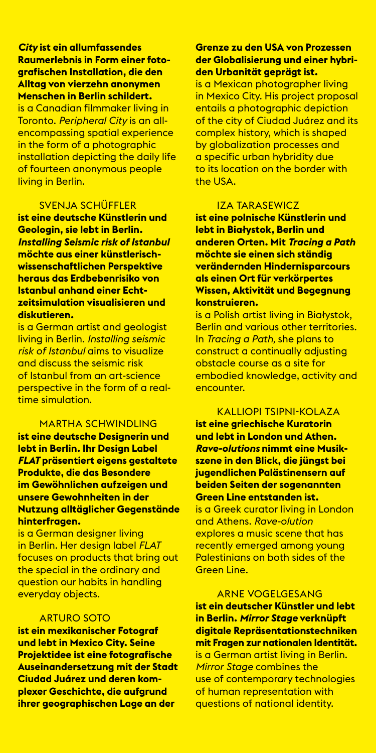***City* ist ein allumfassendes Raumerlebnis in Form einer fotografischen Installation, die den Alltag von vierzehn anonymen Menschen in Berlin schildert.**
is a Canadian filmmaker living in Toronto. *Peripheral City* is an all-encompassing spatial experience in the form of a photographic installation depicting the daily life of fourteen anonymous people living in Berlin.

SVENJA SCHÜFFLER
**ist eine deutsche Künstlerin und Geologin, sie lebt in Berlin. *Installing Seismic risk of Istanbul* möchte aus einer künstlerisch-wissenschaftlichen Perspektive heraus das Erdbebenrisiko von Istanbul anhand einer Echtzeitsimulation visualisieren und diskutieren.**
is a German artist and geologist living in Berlin. *Installing seismic risk of Istanbul* aims to visualize and discuss the seismic risk of Istanbul from an art-science perspective in the form of a real-time simulation.

MARTHA SCHWINDLING
**ist eine deutsche Designerin und lebt in Berlin. Ihr Design Label *FLAT* präsentiert eigens gestaltete Produkte, die das Besondere im Gewöhnlichen aufzeigen und unsere Gewohnheiten in der Nutzung alltäglicher Gegenstände hinterfragen.**
is a German designer living in Berlin. Her design label *FLAT* focuses on products that bring out the special in the ordinary and question our habits in handling everyday objects.

ARTURO SOTO
**ist ein mexikanischer Fotograf und lebt in Mexico City. Seine Projektidee ist eine fotografische Auseinandersetzung mit der Stadt Ciudad Juárez und deren komplexer Geschichte, die aufgrund ihrer geographischen Lage an der Grenze zu den USA von Prozessen der Globalisierung und einer hybriden Urbanität geprägt ist.**
is a Mexican photographer living in Mexico City. His project proposal entails a photographic depiction of the city of Ciudad Juárez and its complex history, which is shaped by globalization processes and a specific urban hybridity due to its location on the border with the USA.

IZA TARASEWICZ
**ist eine polnische Künstlerin und lebt in Białystok, Berlin und anderen Orten. Mit *Tracing a Path* möchte sie einen sich ständig verändernden Hindernisparcours als einen Ort für verkörpertes Wissen, Aktivität und Begegnung konstruieren.**
is a Polish artist living in Białystok, Berlin and various other territories. In *Tracing a Path,* she plans to construct a continually adjusting obstacle course as a site for embodied knowledge, activity and encounter.

KALLIOPI TSIPNI-KOLAZA
**ist eine griechische Kuratorin und lebt in London und Athen. *Rave-olutions* nimmt eine Musikszene in den Blick, die jüngst bei jugendlichen Palästinensern auf beiden Seiten der sogenannten Green Line entstanden ist.**
is a Greek curator living in London and Athens. *Rave-olution* explores a music scene that has recently emerged among young Palestinians on both sides of the Green Line.

ARNE VOGELGESANG
**ist ein deutscher Künstler und lebt in Berlin. *Mirror Stage* verknüpft digitale Repräsentationstechniken mit Fragen zur nationalen Identität.**
is a German artist living in Berlin. *Mirror Stage* combines the use of contemporary technologies of human representation with questions of national identity.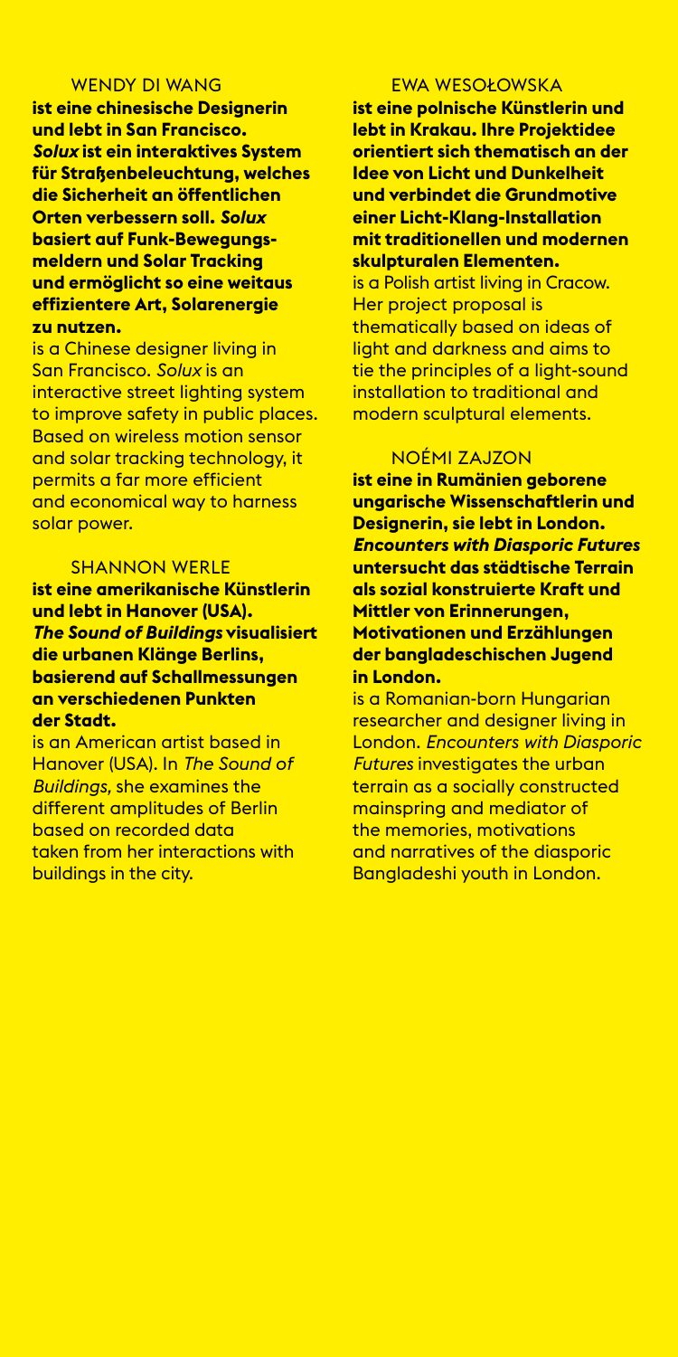WENDY DI WANG

**ist eine chinesische Designerin und lebt in San Francisco. *Solux* ist ein interaktives System für Straßenbeleuchtung, welches die Sicherheit an öffentlichen Orten verbessern soll. *Solux* basiert auf Funk-Bewegungsmeldern und Solar Tracking und ermöglicht so eine weitaus effizientere Art, Solarenergie zu nutzen.**

is a Chinese designer living in San Francisco. *Solux* is an interactive street lighting system to improve safety in public places. Based on wireless motion sensor and solar tracking technology, it permits a far more efficient and economical way to harness solar power.

SHANNON WERLE

**ist eine amerikanische Künstlerin und lebt in Hanover (USA). *The Sound of Buildings* visualisiert die urbanen Klänge Berlins, basierend auf Schallmessungen an verschiedenen Punkten der Stadt.**

is an American artist based in Hanover (USA). In *The Sound of Buildings,* she examines the different amplitudes of Berlin based on recorded data taken from her interactions with buildings in the city.

EWA WESOŁOWSKA

**ist eine polnische Künstlerin und lebt in Krakau. Ihre Projektidee orientiert sich thematisch an der Idee von Licht und Dunkelheit und verbindet die Grundmotive einer Licht-Klang-Installation mit traditionellen und modernen skulpturalen Elementen.**

is a Polish artist living in Cracow. Her project proposal is thematically based on ideas of light and darkness and aims to tie the principles of a light-sound installation to traditional and modern sculptural elements.

NOÉMI ZAJZON

**ist eine in Rumänien geborene ungarische Wissenschaftlerin und Designerin, sie lebt in London. *Encounters with Diasporic Futures* untersucht das städtische Terrain als sozial konstruierte Kraft und Mittler von Erinnerungen, Motivationen und Erzählungen der bangladeschischen Jugend in London.**

is a Romanian-born Hungarian researcher and designer living in London. *Encounters with Diasporic Futures* investigates the urban terrain as a socially constructed mainspring and mediator of the memories, motivations and narratives of the diasporic Bangladeshi youth in London.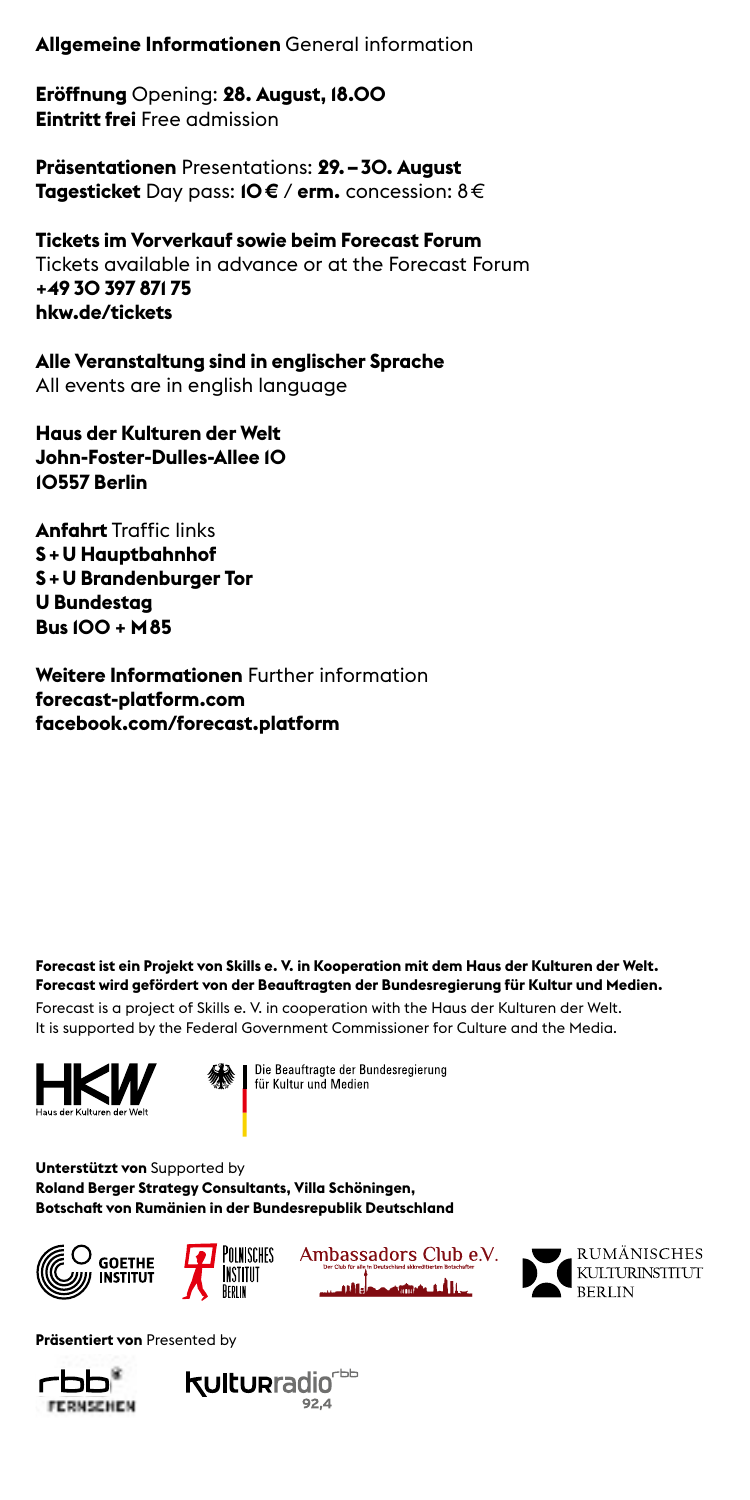**Allgemeine Informationen** General information

**Eröffnung** Opening: **28. August, 18.00**
**Eintritt frei** Free admission

**Präsentationen** Presentations: **29. – 30. August**
**Tagesticket** Day pass: **10 €** / **erm.** concession: 8 €

**Tickets im Vorverkauf sowie beim Forecast Forum**
Tickets available in advance or at the Forecast Forum
**+49 30 397 871 75**
**hkw.de/tickets**

**Alle Veranstaltung sind in englischer Sprache**
All events are in english language

**Haus der Kulturen der Welt**
**John-Foster-Dulles-Allee 10**
**10557 Berlin**

**Anfahrt** Traffic links
**S + U Hauptbahnhof**
**S + U Brandenburger Tor**
**U Bundestag**
**Bus 100 + M 85**

**Weitere Informationen** Further information
**forecast-platform.com**
**facebook.com/forecast.platform**

**Forecast ist ein Projekt von Skills e. V. in Kooperation mit dem Haus der Kulturen der Welt.**
**Forecast wird gefördert von der Beauftragten der Bundesregierung für Kultur und Medien.**
Forecast is a project of Skills e. V. in cooperation with the Haus der Kulturen der Welt.
It is supported by the Federal Government Commissioner for Culture and the Media.

HKW Haus der Kulturen der Welt

Die Beauftragte der Bundesregierung für Kultur und Medien

**Unterstützt von** Supported by
**Roland Berger Strategy Consultants, Villa Schöningen,**
**Botschaft von Rumänien in der Bundesrepublik Deutschland**

GOETHE INSTITUT

POLNISCHES INSTITUT BERLIN

Ambassadors Club e.V.

RUMÄNISCHES KULTURINSTITUT BERLIN

**Präsentiert von** Presented by

rbb FERNSEHEN

kulturradio rbb 92,4